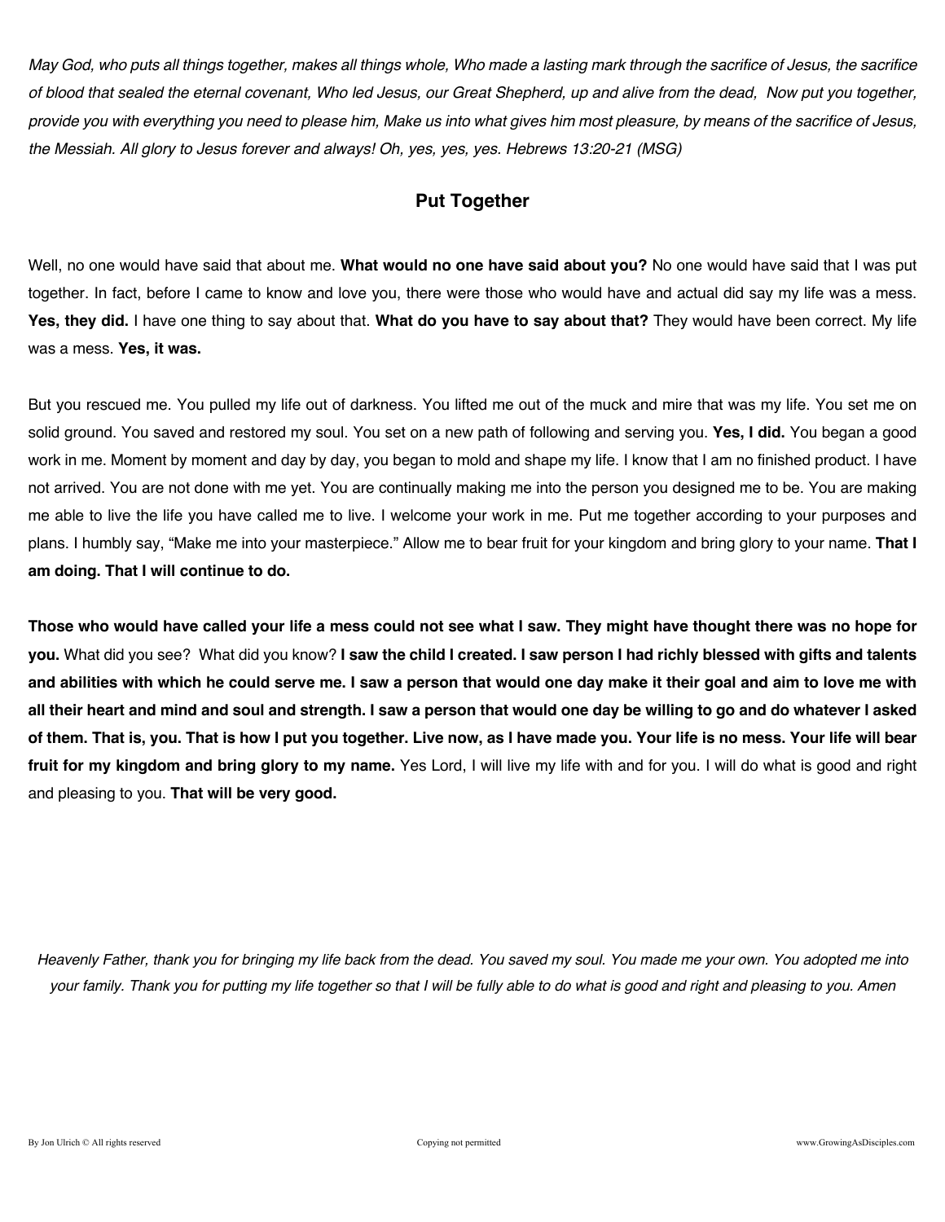*May God, who puts all things together, makes all things whole, Who made a lasting mark through the sacrifice of Jesus, the sacrifice of blood that sealed the eternal covenant, Who led Jesus, our Great Shepherd, up and alive from the dead, Now put you together, provide you with everything you need to please him, Make us into what gives him most pleasure, by means of the sacrifice of Jesus, the Messiah. All glory to Jesus forever and always! Oh, yes, yes, yes. Hebrews 13:20-21 (MSG)*

## Put Together

Well, no one would have said that about me. **What would no one have said about you?** No one would have said that I was put together. In fact, before I came to know and love you, there were those who would have and actual did say my life was a mess. **Yes, they did.** I have one thing to say about that. **What do you have to say about that?** They would have been correct. My life was a mess. **Yes, it was.**

But you rescued me. You pulled my life out of darkness. You lifted me out of the muck and mire that was my life. You set me on solid ground. You saved and restored my soul. You set on a new path of following and serving you. **Yes, I did.** You began a good work in me. Moment by moment and day by day, you began to mold and shape my life. I know that I am no finished product. I have not arrived. You are not done with me yet. You are continually making me into the person you designed me to be. You are making me able to live the life you have called me to live. I welcome your work in me. Put me together according to your purposes and plans. I humbly say, "Make me into your masterpiece." Allow me to bear fruit for your kingdom and bring glory to your name. **That I am doing. That I will continue to do.**

**Those who would have called your life a mess could not see what I saw. They might have thought there was no hope for you.** What did you see? What did you know? **I saw the child I created. I saw person I had richly blessed with gifts and talents and abilities with which he could serve me. I saw a person that would one day make it their goal and aim to love me with all their heart and mind and soul and strength. I saw a person that would one day be willing to go and do whatever I asked of them. That is, you. That is how I put you together. Live now, as I have made you. Your life is no mess. Your life will bear fruit for my kingdom and bring glory to my name.** Yes Lord, I will live my life with and for you. I will do what is good and right and pleasing to you. **That will be very good.**

*Heavenly Father, thank you for bringing my life back from the dead. You saved my soul. You made me your own. You adopted me into your family. Thank you for putting my life together so that I will be fully able to do what is good and right and pleasing to you. Amen*

By Jon Ulrich © All rights reserved Copying not permitted www.GrowingAsDisciples.com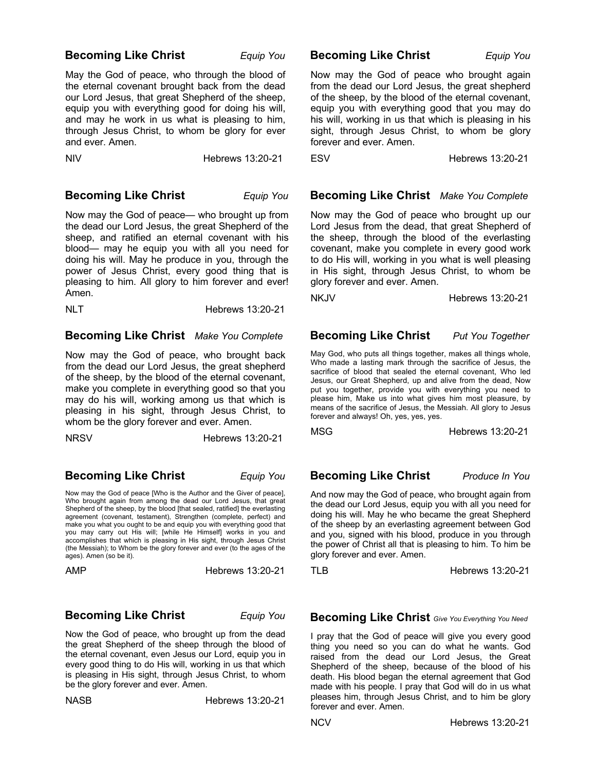**Becoming Like Christ** *Equip You*

May the God of peace, who through the blood of the eternal covenant brought back from the dead our Lord Jesus, that great Shepherd of the sheep, equip you with everything good for doing his will, and may he work in us what is pleasing to him, through Jesus Christ, to whom be glory for ever and ever. Amen.

NIV Hebrews 13:20-21

**Becoming Like Christ** *Equip You*

Now may the God of peace who brought again from the dead our Lord Jesus, the great shepherd of the sheep, by the blood of the eternal covenant, equip you with everything good that you may do his will, working in us that which is pleasing in his sight, through Jesus Christ, to whom be glory forever and ever. Amen.

ESV Hebrews 13:20-21

**Becoming Like Christ** *Equip You*

Now may the God of peace— who brought up from the dead our Lord Jesus, the great Shepherd of the sheep, and ratified an eternal covenant with his blood— may he equip you with all you need for doing his will. May he produce in you, through the power of Jesus Christ, every good thing that is pleasing to him. All glory to him forever and ever! Amen.

NLT Hebrews 13:20-21

**Becoming Like Christ** *Make You Complete*

Now may the God of peace who brought up our Lord Jesus from the dead, that great Shepherd of the sheep, through the blood of the everlasting covenant, make you complete in every good work to do His will, working in you what is well pleasing in His sight, through Jesus Christ, to whom be glory forever and ever. Amen.

NKJV Hebrews 13:20-21

**Becoming Like Christ** *Make You Complete*

Now may the God of peace, who brought back from the dead our Lord Jesus, the great shepherd of the sheep, by the blood of the eternal covenant, make you complete in everything good so that you may do his will, working among us that which is pleasing in his sight, through Jesus Christ, to whom be the glory forever and ever. Amen.

NRSV Hebrews 13:20-21

**Becoming Like Christ** *Put You Together*

May God, who puts all things together, makes all things whole, Who made a lasting mark through the sacrifice of Jesus, the sacrifice of blood that sealed the eternal covenant, Who led Jesus, our Great Shepherd, up and alive from the dead, Now put you together, provide you with everything you need to please him, Make us into what gives him most pleasure, by means of the sacrifice of Jesus, the Messiah. All glory to Jesus forever and always! Oh, yes, yes, yes.

MSG Hebrews 13:20-21

**Becoming Like Christ** *Equip You*

Now may the God of peace [Who is the Author and the Giver of peace], Who brought again from among the dead our Lord Jesus, that great Shepherd of the sheep, by the blood [that sealed, ratified] the everlasting agreement (covenant, testament), Strengthen (complete, perfect) and make you what you ought to be and equip you with everything good that you may carry out His will; [while He Himself] works in you and accomplishes that which is pleasing in His sight, through Jesus Christ (the Messiah); to Whom be the glory forever and ever (to the ages of the ages). Amen (so be it).

AMP Hebrews 13:20-21

**Becoming Like Christ** *Produce In You*

And now may the God of peace, who brought again from the dead our Lord Jesus, equip you with all you need for doing his will. May he who became the great Shepherd of the sheep by an everlasting agreement between God and you, signed with his blood, produce in you through the power of Christ all that is pleasing to him. To him be glory forever and ever. Amen.

TLB Hebrews 13:20-21

**Becoming Like Christ** *Equip You*

Now the God of peace, who brought up from the dead the great Shepherd of the sheep through the blood of the eternal covenant, even Jesus our Lord, equip you in every good thing to do His will, working in us that which is pleasing in His sight, through Jesus Christ, to whom be the glory forever and ever. Amen.

NASB Hebrews 13:20-21

**Becoming Like Christ** *Give You Everything You Need*

I pray that the God of peace will give you every good thing you need so you can do what he wants. God raised from the dead our Lord Jesus, the Great Shepherd of the sheep, because of the blood of his death. His blood began the eternal agreement that God made with his people. I pray that God will do in us what pleases him, through Jesus Christ, and to him be glory forever and ever. Amen.

NCV Hebrews 13:20-21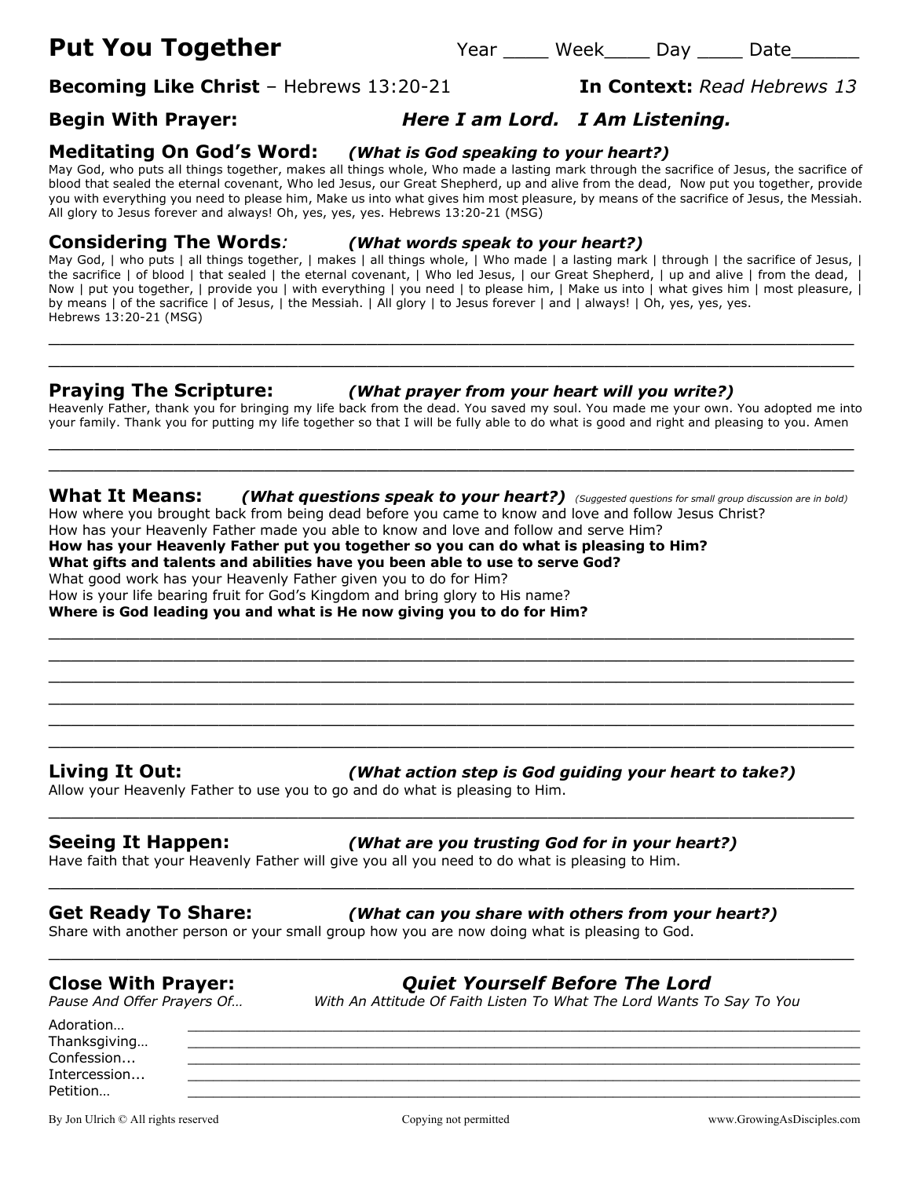# Put You Together

Year ____ Week____ Day ____ Date______

**Becoming Like Christ** – Hebrews 13:20-21 **In Context:** *Read Hebrews 13*

## Begin With Prayer: *Here I am Lord. I Am Listening.*

## Meditating On God's Word: *(What is God speaking to your heart?)*

May God, who puts all things together, makes all things whole, Who made a lasting mark through the sacrifice of Jesus, the sacrifice of blood that sealed the eternal covenant, Who led Jesus, our Great Shepherd, up and alive from the dead, Now put you together, provide you with everything you need to please him, Make us into what gives him most pleasure, by means of the sacrifice of Jesus, the Messiah. All glory to Jesus forever and always! Oh, yes, yes, yes. Hebrews 13:20-21 (MSG)

## Considering The Words: *(What words speak to your heart?)*

May God, | who puts | all things together, | makes | all things whole, | Who made | a lasting mark | through | the sacrifice of Jesus, | the sacrifice | of blood | that sealed | the eternal covenant, | Who led Jesus, | our Great Shepherd, | up and alive | from the dead, | Now | put you together, | provide you | with everything | you need | to please him, | Make us into | what gives him | most pleasure, | by means | of the sacrifice | of Jesus, | the Messiah. | All glory | to Jesus forever | and | always! | Oh, yes, yes, yes.
Hebrews 13:20-21 (MSG)

______________________________________________________________________

______________________________________________________________________

## Praying The Scripture: *(What prayer from your heart will you write?)*

Heavenly Father, thank you for bringing my life back from the dead. You saved my soul. You made me your own. You adopted me into your family. Thank you for putting my life together so that I will be fully able to do what is good and right and pleasing to you. Amen

______________________________________________________________________

______________________________________________________________________

## What It Means: *(What questions speak to your heart?)* *(Suggested questions for small group discussion are in bold)*

How where you brought back from being dead before you came to know and love and follow Jesus Christ?
How has your Heavenly Father made you able to know and love and follow and serve Him?
**How has your Heavenly Father put you together so you can do what is pleasing to Him?**
**What gifts and talents and abilities have you been able to use to serve God?**
What good work has your Heavenly Father given you to do for Him?
How is your life bearing fruit for God's Kingdom and bring glory to His name?
**Where is God leading you and what is He now giving you to do for Him?**

______________________________________________________________________

______________________________________________________________________

______________________________________________________________________

______________________________________________________________________

______________________________________________________________________

______________________________________________________________________

## Living It Out: *(What action step is God guiding your heart to take?)*

Allow your Heavenly Father to use you to go and do what is pleasing to Him.

______________________________________________________________________

## Seeing It Happen: *(What are you trusting God for in your heart?)*

Have faith that your Heavenly Father will give you all you need to do what is pleasing to Him.

______________________________________________________________________

## Get Ready To Share: *(What can you share with others from your heart?)*

Share with another person or your small group how you are now doing what is pleasing to God.

______________________________________________________________________

## Close With Prayer: *Quiet Yourself Before The Lord*

*Pause And Offer Prayers Of…* *With An Attitude Of Faith Listen To What The Lord Wants To Say To You*

Adoration… ____________________________________________________________

Thanksgiving… ____________________________________________________________

Confession... ____________________________________________________________

Intercession... ____________________________________________________________

Petition… ____________________________________________________________

By Jon Ulrich © All rights reserved Copying not permitted www.GrowingAsDisciples.com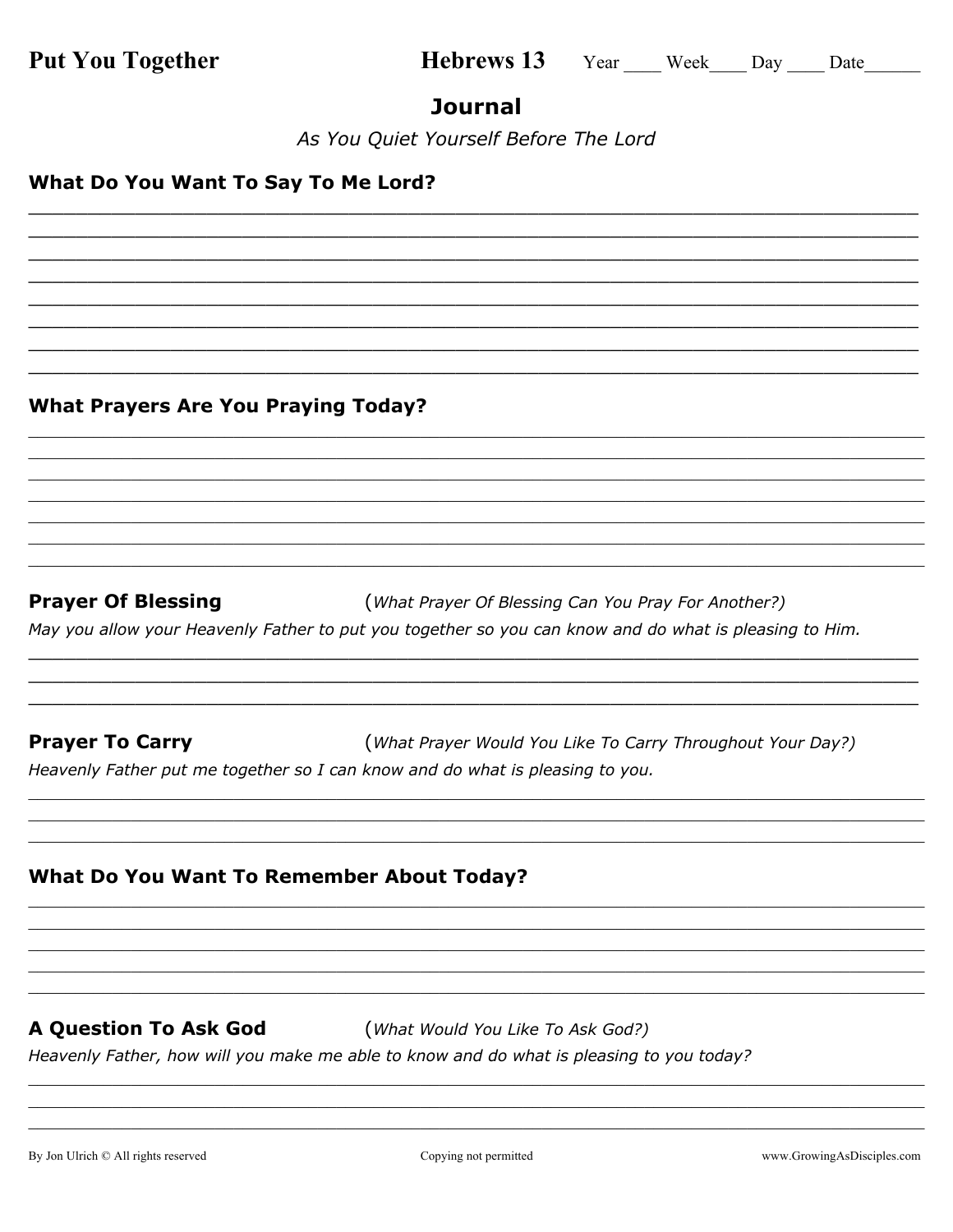**Put You Together** **Hebrews 13** Year ____ Week____ Day ____ Date______

## Journal

*As You Quiet Yourself Before The Lord*

### What Do You Want To Say To Me Lord?

________________________________________________________________________________
________________________________________________________________________________
________________________________________________________________________________
________________________________________________________________________________
________________________________________________________________________________
________________________________________________________________________________
________________________________________________________________________________
________________________________________________________________________________

### What Prayers Are You Praying Today?

________________________________________________________________________________
________________________________________________________________________________
________________________________________________________________________________
________________________________________________________________________________
________________________________________________________________________________
________________________________________________________________________________
________________________________________________________________________________

### Prayer Of Blessing

(*What Prayer Of Blessing Can You Pray For Another?*)

*May you allow your Heavenly Father to put you together so you can know and do what is pleasing to Him.*

________________________________________________________________________________
________________________________________________________________________________
________________________________________________________________________________

### Prayer To Carry

(*What Prayer Would You Like To Carry Throughout Your Day?*)

*Heavenly Father put me together so I can know and do what is pleasing to you.*

________________________________________________________________________________
________________________________________________________________________________
________________________________________________________________________________

### What Do You Want To Remember About Today?

________________________________________________________________________________
________________________________________________________________________________
________________________________________________________________________________
________________________________________________________________________________
________________________________________________________________________________

### A Question To Ask God

(*What Would You Like To Ask God?*)

*Heavenly Father, how will you make me able to know and do what is pleasing to you today?*

________________________________________________________________________________
________________________________________________________________________________
________________________________________________________________________________

By Jon Ulrich © All rights reserved    Copying not permitted    www.GrowingAsDisciples.com